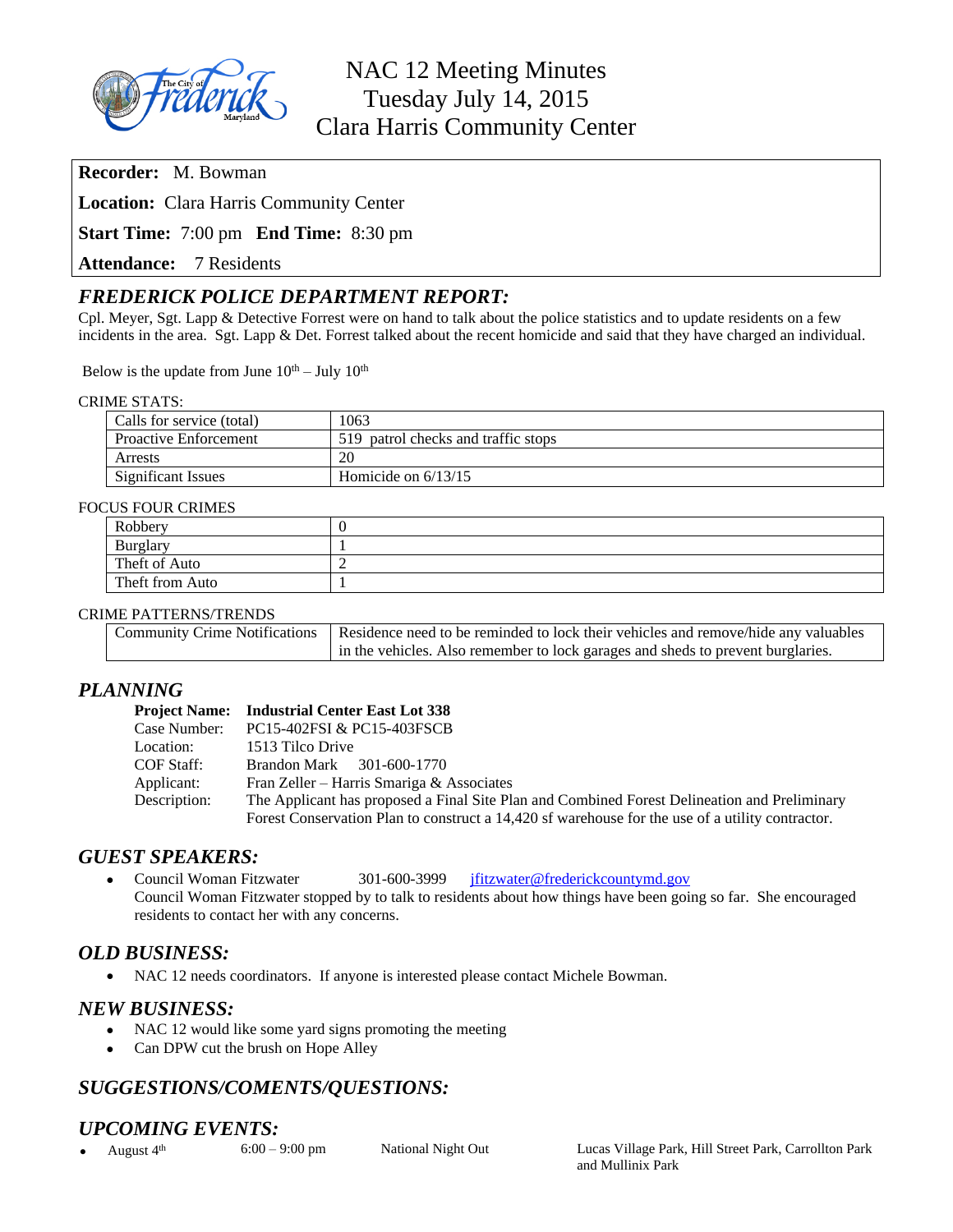# NAC 12 Meeting Minutes
## Tuesday July 14, 2015
## Clara Harris Community Center

**Recorder:** M. Bowman

**Location:** Clara Harris Community Center

**Start Time:** 7:00 pm **End Time:** 8:30 pm

**Attendance:** 7 Residents

## *FREDERICK POLICE DEPARTMENT REPORT:*

Cpl. Meyer, Sgt. Lapp & Detective Forrest were on hand to talk about the police statistics and to update residents on a few incidents in the area. Sgt. Lapp & Det. Forrest talked about the recent homicide and said that they have charged an individual.

Below is the update from June 10th – July 10th

CRIME STATS:

| | |
|---|---|
| Calls for service (total) | 1063 |
| Proactive Enforcement | 519 patrol checks and traffic stops |
| Arrests | 20 |
| Significant Issues | Homicide on 6/13/15 |

FOCUS FOUR CRIMES

| | |
|---|---|
| Robbery | 0 |
| Burglary | 1 |
| Theft of Auto | 2 |
| Theft from Auto | 1 |

CRIME PATTERNS/TRENDS

| | |
|---|---|
| Community Crime Notifications | Residence need to be reminded to lock their vehicles and remove/hide any valuables in the vehicles. Also remember to lock garages and sheds to prevent burglaries. |

## *PLANNING*

**Project Name:** **Industrial Center East Lot 338**
Case Number: PC15-402FSI & PC15-403FSCB
Location: 1513 Tilco Drive
COF Staff: Brandon Mark 301-600-1770
Applicant: Fran Zeller – Harris Smariga & Associates
Description: The Applicant has proposed a Final Site Plan and Combined Forest Delineation and Preliminary Forest Conservation Plan to construct a 14,420 sf warehouse for the use of a utility contractor.

## *GUEST SPEAKERS:*

- Council Woman Fitzwater 301-600-3999 jfitzwater@frederickcountymd.gov
  Council Woman Fitzwater stopped by to talk to residents about how things have been going so far. She encouraged residents to contact her with any concerns.

## *OLD BUSINESS:*

- NAC 12 needs coordinators. If anyone is interested please contact Michele Bowman.

## *NEW BUSINESS:*

- NAC 12 would like some yard signs promoting the meeting
- Can DPW cut the brush on Hope Alley

## *SUGGESTIONS/COMENTS/QUESTIONS:*

## *UPCOMING EVENTS:*

- August 4th 6:00 – 9:00 pm National Night Out Lucas Village Park, Hill Street Park, Carrollton Park and Mullinix Park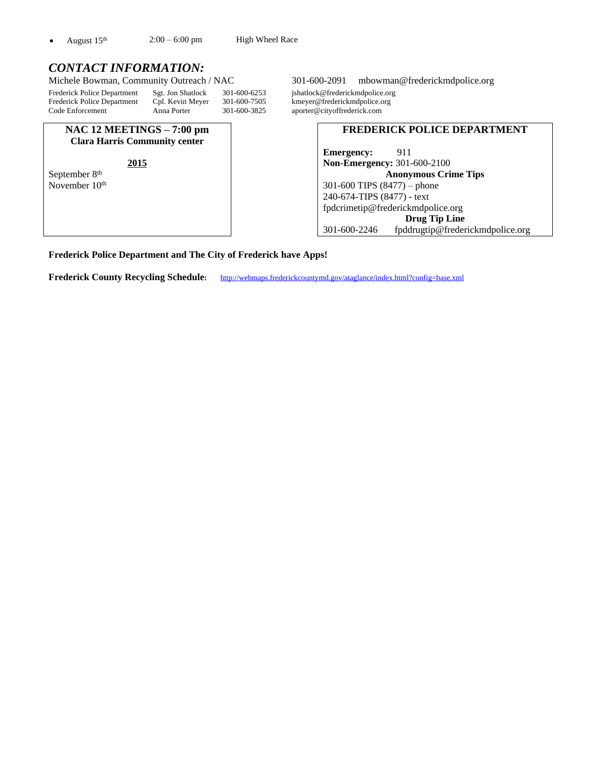- August 15th 2:00 – 6:00 pm High Wheel Race

## *CONTACT INFORMATION:*

Michele Bowman, Community Outreach / NAC 301-600-2091 mbowman@frederickmdpolice.org

| | | | |
|---|---|---|---|
| Frederick Police Department | Sgt. Jon Shatlock | 301-600-6253 | jshatlock@frederickmdpolice.org |
| Frederick Police Department | Cpl. Kevin Meyer | 301-600-7505 | kmeyer@frederickmdpolice.org |
| Code Enforcement | Anna Porter | 301-600-3825 | aporter@cityoffrederick.com |

**NAC 12 MEETINGS – 7:00 pm**
**Clara Harris Community center**

**2015**

September 8th
November 10th

**FREDERICK POLICE DEPARTMENT**

**Emergency:** 911
**Non-Emergency:** 301-600-2100

**Anonymous Crime Tips**

301-600 TIPS (8477) – phone
240-674-TIPS (8477) - text
fpdcrimetip@frederickmdpolice.org

**Drug Tip Line**

301-600-2246 fpddrugtip@frederickmdpolice.org

**Frederick Police Department and The City of Frederick have Apps!**

**Frederick County Recycling Schedule:** http://webmaps.frederickcountymd.gov/ataglance/index.html?config=base.xml